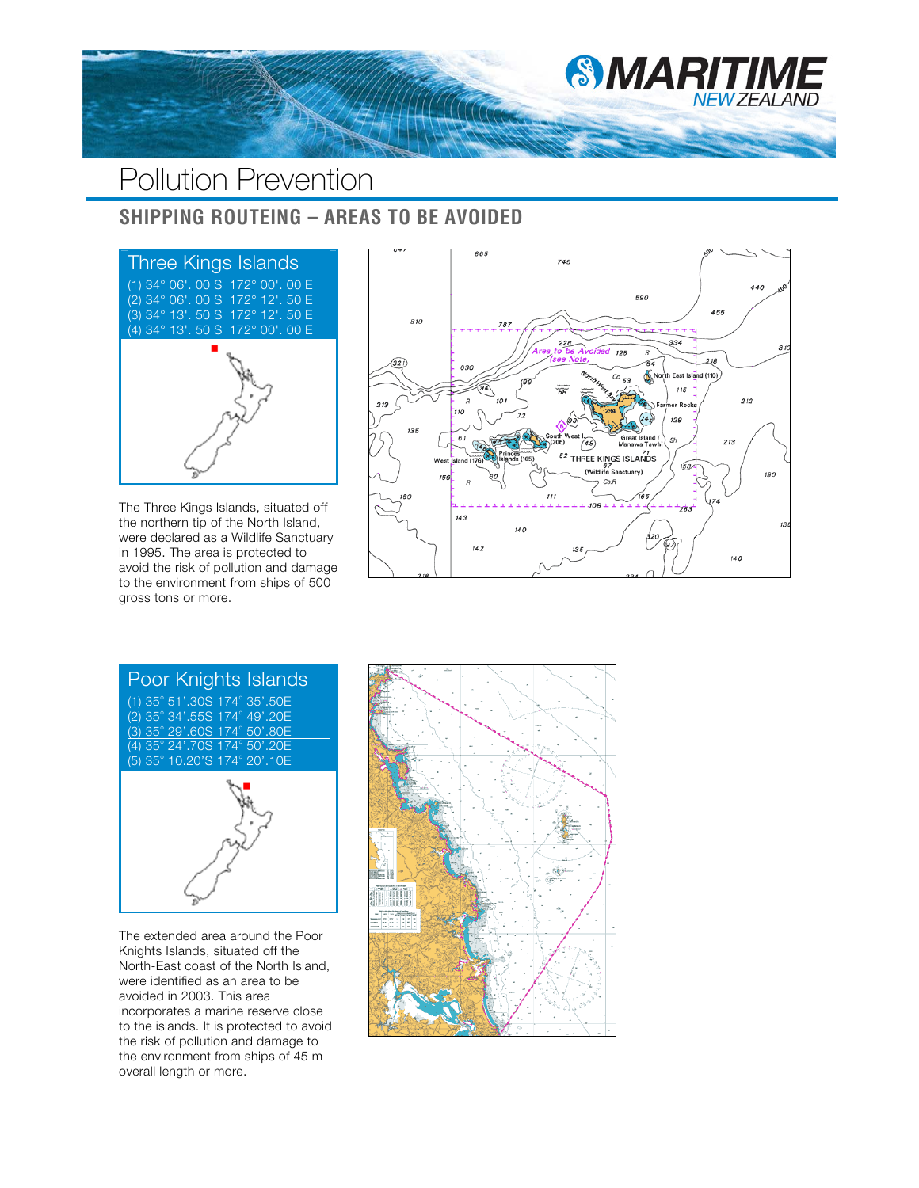# Pollution Prevention

## SHIPPING ROUTEING – AREAS TO BE AVOIDED

### Three Kings Islands

(1) 34° 06'. 00 S 172° 00'. 00 E
(2) 34° 06'. 00 S 172° 12'. 50 E
(3) 34° 13'. 50 S 172° 12'. 50 E
(4) 34° 13'. 50 S 172° 00'. 00 E

The Three Kings Islands, situated off the northern tip of the North Island, were declared as a Wildlife Sanctuary in 1995. The area is protected to avoid the risk of pollution and damage to the environment from ships of 500 gross tons or more.

### Poor Knights Islands

(1) 35° 51'.30S 174° 35'.50E
(2) 35° 34'.55S 174° 49'.20E
(3) 35° 29'.60S 174° 50'.80E
(4) 35° 24'.70S 174° 50'.20E
(5) 35° 10.20'S 174° 20'.10E

The extended area around the Poor Knights Islands, situated off the North-East coast of the North Island, were identified as an area to be avoided in 2003. This area incorporates a marine reserve close to the islands. It is protected to avoid the risk of pollution and damage to the environment from ships of 45 m overall length or more.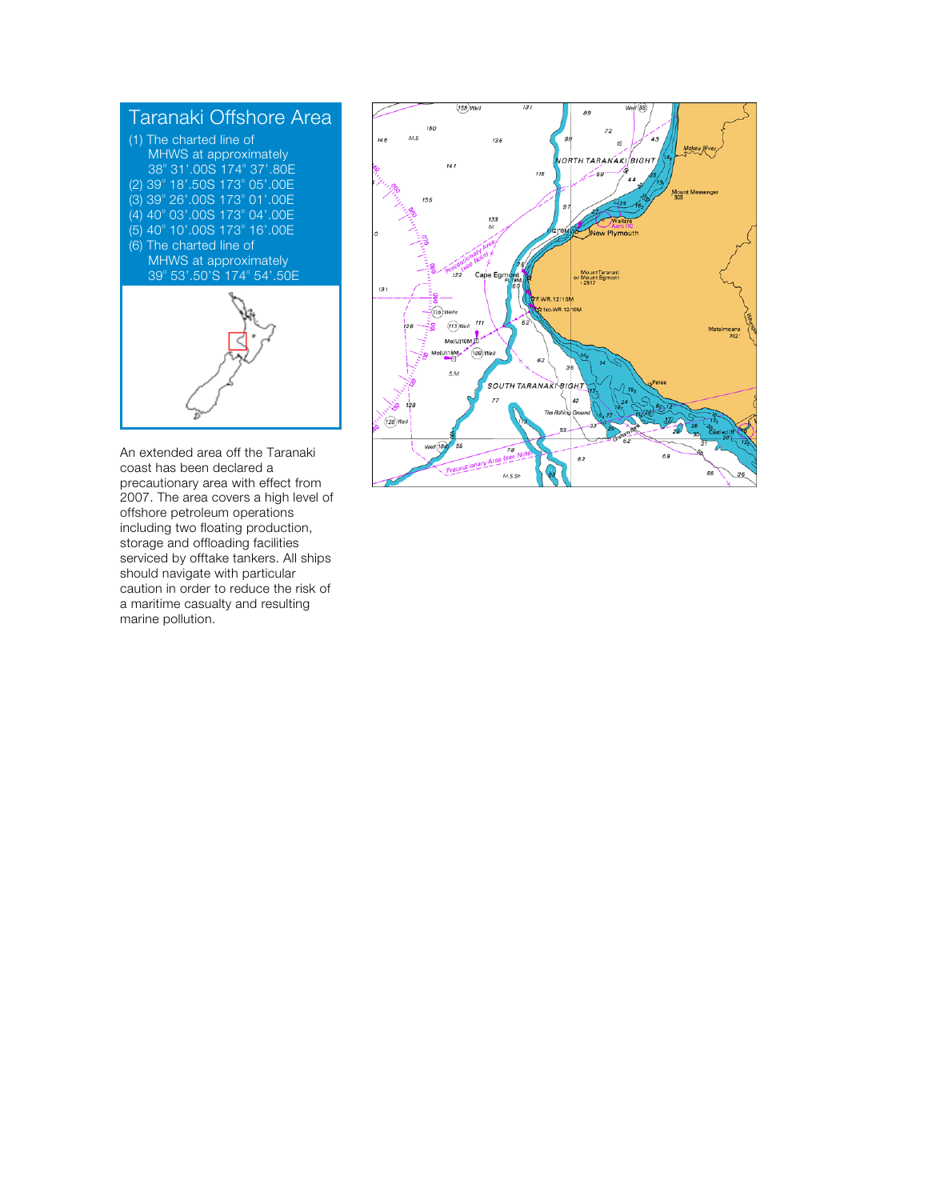# Taranaki Offshore Area

(1) The charted line of MHWS at approximately 38° 31'.00S 174° 37'.80E
(2) 39° 18'.50S 173° 05'.00E
(3) 39° 26'.00S 173° 01'.00E
(4) 40° 03'.00S 173° 04'.00E
(5) 40° 10'.00S 173° 16'.00E
(6) The charted line of MHWS at approximately 39° 53'.50'S 174° 54'.50E

An extended area off the Taranaki coast has been declared a precautionary area with effect from 2007. The area covers a high level of offshore petroleum operations including two floating production, storage and offloading facilities serviced by offtake tankers. All ships should navigate with particular caution in order to reduce the risk of a maritime casualty and resulting marine pollution.